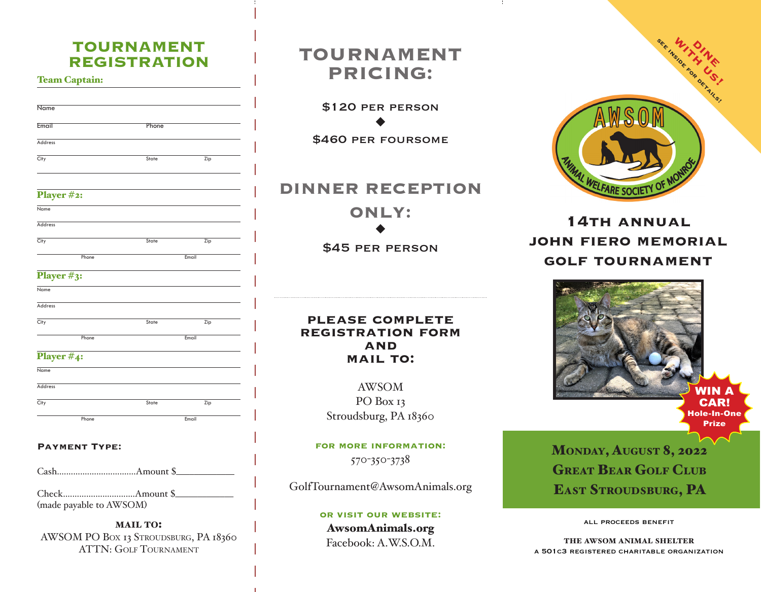# TOURNAMENT REGISTRATION

**Team Captain:**

Name

Email ________________ Phone

Address

City ________________ State ________ Zip

**Player #2:**

Name

Address

City ________________ State ________ Zip

Phone ________________ Email

**Player #3:**

Name

Address

City ________________ State ________ Zip

Phone ________________ Email

**Player #4:**

Name

Address

City ________________ State ________ Zip

Phone ________________ Email

### PAYMENT TYPE:

Cash..................................Amount $____________

Check...............................Amount $____________
(made payable to AWSOM)

**MAIL TO:**
AWSOM PO Box 13 Stroudsburg, PA 18360
ATTN: Golf Tournament

# TOURNAMENT PRICING:

$120 per person

◆

$460 per foursome

# DINNER RECEPTION ONLY:

◆

$45 per person

## PLEASE COMPLETE REGISTRATION FORM AND MAIL TO:

AWSOM
PO Box 13
Stroudsburg, PA 18360

**FOR MORE INFORMATION:**
570-350-3738

GolfTournament@AwsomAnimals.org

**OR VISIT OUR WEBSITE:**
**AwsomAnimals.org**
Facebook: A.W.S.O.M.

DINE WITH US! SEE INSIDE FOR DETAILS!

AWSOM
ANIMAL WELFARE SOCIETY OF MONROE

# 14TH ANNUAL JOHN FIERO MEMORIAL GOLF TOURNAMENT

WIN A CAR! Hole-In-One Prize

**Monday, August 8, 2022**
**Great Bear Golf Club**
**East Stroudsburg, PA**

ALL PROCEEDS BENEFIT

THE AWSOM ANIMAL SHELTER
A 501C3 REGISTERED CHARITABLE ORGANIZATION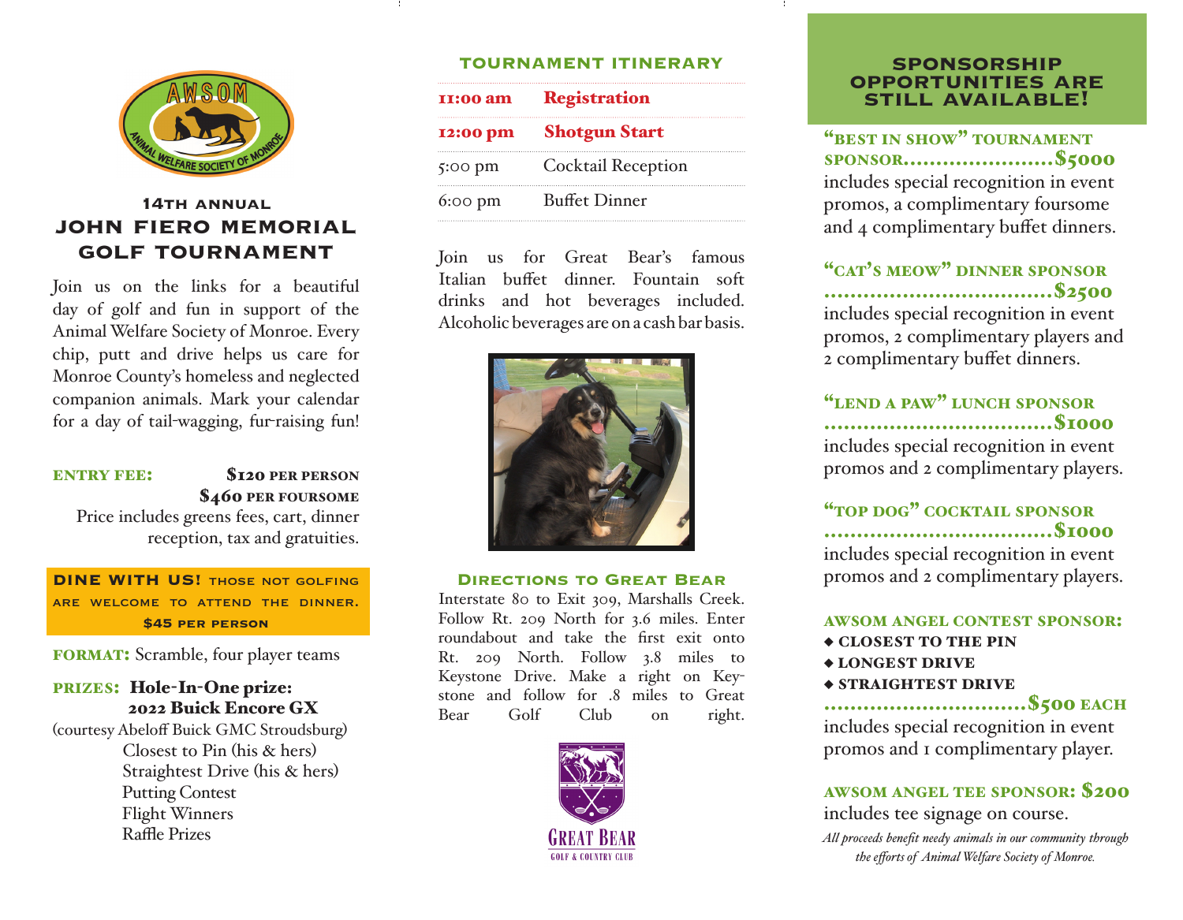## 14th Annual
# JOHN FIERO MEMORIAL GOLF TOURNAMENT

Join us on the links for a beautiful day of golf and fun in support of the Animal Welfare Society of Monroe. Every chip, putt and drive helps us care for Monroe County's homeless and neglected companion animals. Mark your calendar for a day of tail-wagging, fur-raising fun!

**ENTRY FEE:** **$120 PER PERSON**
**$460 PER FOURSOME**
Price includes greens fees, cart, dinner reception, tax and gratuities.

**DINE WITH US!** THOSE NOT GOLFING ARE WELCOME TO ATTEND THE DINNER. **$45 PER PERSON**

**FORMAT:** Scramble, four player teams

**PRIZES:** **Hole-In-One prize: 2022 Buick Encore GX**
(courtesy Abeloff Buick GMC Stroudsburg)
Closest to Pin (his & hers)
Straightest Drive (his & hers)
Putting Contest
Flight Winners
Raffle Prizes

## TOURNAMENT ITINERARY

| | |
|---|---|
| 11:00 am | Registration |
| 12:00 pm | Shotgun Start |
| 5:00 pm | Cocktail Reception |
| 6:00 pm | Buffet Dinner |

Join us for Great Bear's famous Italian buffet dinner. Fountain soft drinks and hot beverages included. Alcoholic beverages are on a cash bar basis.

## Directions to Great Bear

Interstate 80 to Exit 309, Marshalls Creek. Follow Rt. 209 North for 3.6 miles. Enter roundabout and take the first exit onto Rt. 209 North. Follow 3.8 miles to Keystone Drive. Make a right on Keystone and follow for .8 miles to Great Bear Golf Club on right.

GREAT BEAR
GOLF & COUNTRY CLUB

## SPONSORSHIP OPPORTUNITIES ARE STILL AVAILABLE!

**"BEST IN SHOW" TOURNAMENT SPONSOR......................$5000**
includes special recognition in event promos, a complimentary foursome and 4 complimentary buffet dinners.

**"CAT'S MEOW" DINNER SPONSOR ..................................$2500**
includes special recognition in event promos, 2 complimentary players and 2 complimentary buffet dinners.

**"LEND A PAW" LUNCH SPONSOR ..................................$1000**
includes special recognition in event promos and 2 complimentary players.

**"TOP DOG" COCKTAIL SPONSOR ..................................$1000**
includes special recognition in event promos and 2 complimentary players.

**AWSOM ANGEL CONTEST SPONSOR:**
- **CLOSEST TO THE PIN**
- **LONGEST DRIVE**
- **STRAIGHTEST DRIVE**

**...............................$500 EACH**
includes special recognition in event promos and 1 complimentary player.

**AWSOM ANGEL TEE SPONSOR: $200**
includes tee signage on course.

*All proceeds benefit needy animals in our community through the efforts of Animal Welfare Society of Monroe.*